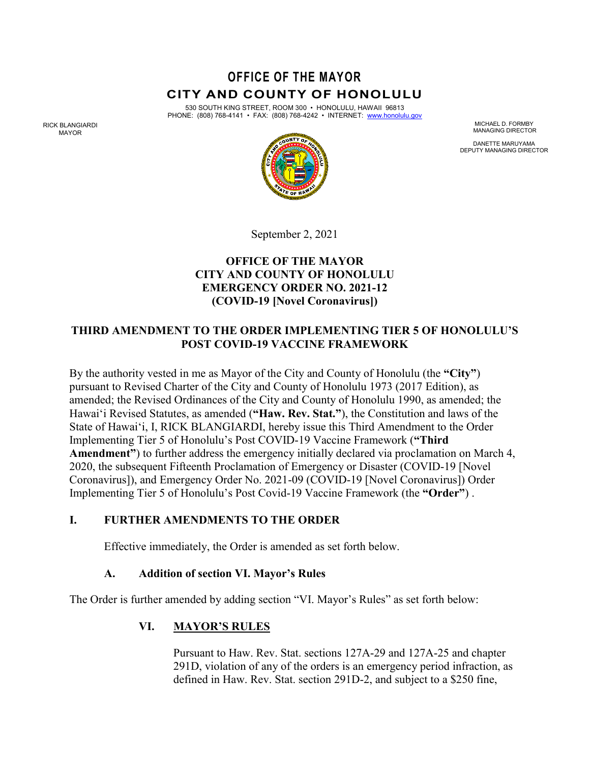# OFFICE OF THE MAYOR
# CITY AND COUNTY OF HONOLULU

530 SOUTH KING STREET, ROOM 300 • HONOLULU, HAWAII 96813
PHONE: (808) 768-4141 • FAX: (808) 768-4242 • INTERNET: www.honolulu.gov

RICK BLANGIARDI
MAYOR

MICHAEL D. FORMBY
MANAGING DIRECTOR

DANETTE MARUYAMA
DEPUTY MANAGING DIRECTOR

September 2, 2021

**OFFICE OF THE MAYOR**
**CITY AND COUNTY OF HONOLULU**
**EMERGENCY ORDER NO. 2021-12**
**(COVID-19 [Novel Coronavirus])**

## THIRD AMENDMENT TO THE ORDER IMPLEMENTING TIER 5 OF HONOLULU'S POST COVID-19 VACCINE FRAMEWORK

By the authority vested in me as Mayor of the City and County of Honolulu (the **"City"**) pursuant to Revised Charter of the City and County of Honolulu 1973 (2017 Edition), as amended; the Revised Ordinances of the City and County of Honolulu 1990, as amended; the Hawai'i Revised Statutes, as amended (**"Haw. Rev. Stat."**), the Constitution and laws of the State of Hawai'i, I, RICK BLANGIARDI, hereby issue this Third Amendment to the Order Implementing Tier 5 of Honolulu's Post COVID-19 Vaccine Framework (**"Third Amendment"**) to further address the emergency initially declared via proclamation on March 4, 2020, the subsequent Fifteenth Proclamation of Emergency or Disaster (COVID-19 [Novel Coronavirus]), and Emergency Order No. 2021-09 (COVID-19 [Novel Coronavirus]) Order Implementing Tier 5 of Honolulu's Post Covid-19 Vaccine Framework (the **"Order"**) .

### I. FURTHER AMENDMENTS TO THE ORDER

Effective immediately, the Order is amended as set forth below.

#### A. Addition of section VI. Mayor's Rules

The Order is further amended by adding section "VI. Mayor's Rules" as set forth below:

**VI. <u>MAYOR'S RULES</u>**

Pursuant to Haw. Rev. Stat. sections 127A-29 and 127A-25 and chapter 291D, violation of any of the orders is an emergency period infraction, as defined in Haw. Rev. Stat. section 291D-2, and subject to a $250 fine,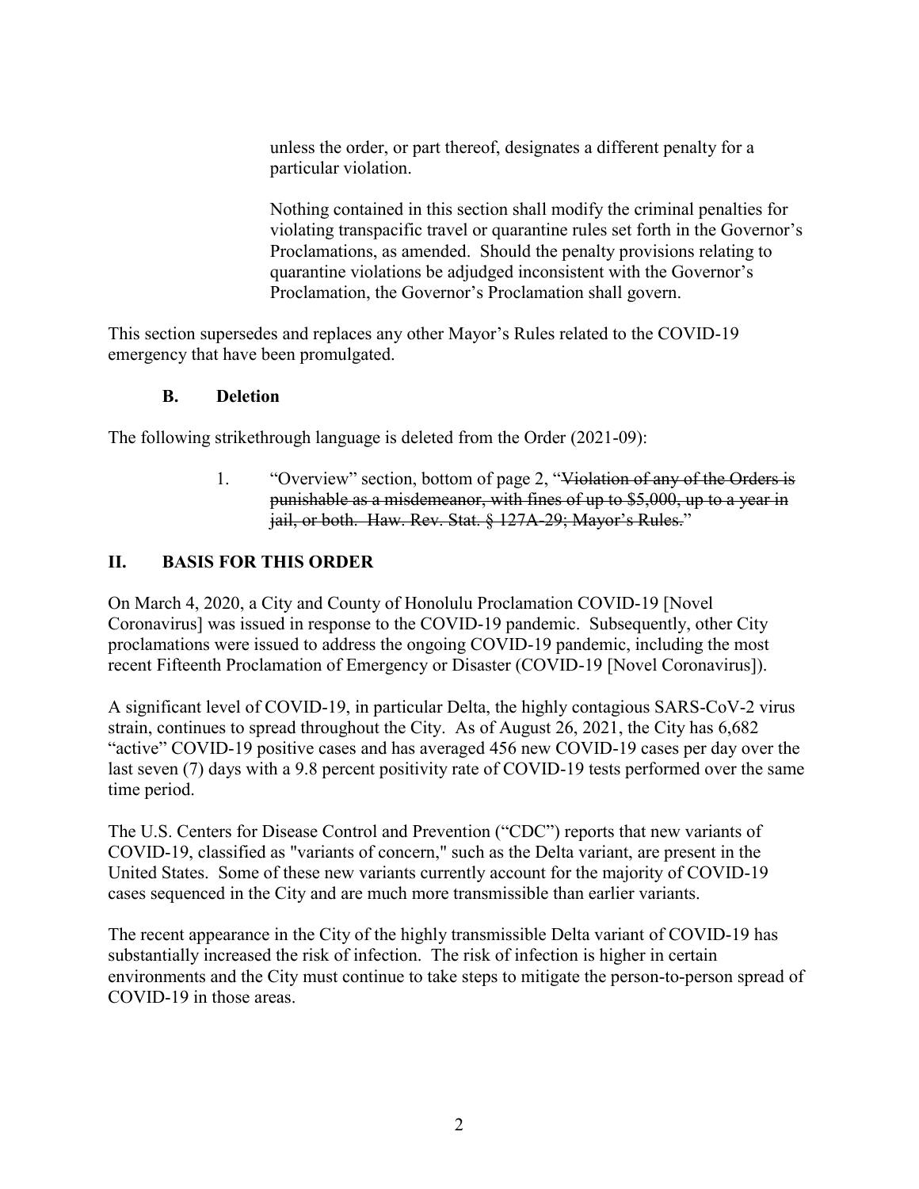unless the order, or part thereof, designates a different penalty for a particular violation.

Nothing contained in this section shall modify the criminal penalties for violating transpacific travel or quarantine rules set forth in the Governor's Proclamations, as amended. Should the penalty provisions relating to quarantine violations be adjudged inconsistent with the Governor's Proclamation, the Governor's Proclamation shall govern.

This section supersedes and replaces any other Mayor's Rules related to the COVID-19 emergency that have been promulgated.

### B. Deletion

The following strikethrough language is deleted from the Order (2021-09):

1. "Overview" section, bottom of page 2, "~~Violation of any of the Orders is punishable as a misdemeanor, with fines of up to $5,000, up to a year in jail, or both. Haw. Rev. Stat. § 127A-29; Mayor's Rules.~~"

## II. BASIS FOR THIS ORDER

On March 4, 2020, a City and County of Honolulu Proclamation COVID-19 [Novel Coronavirus] was issued in response to the COVID-19 pandemic. Subsequently, other City proclamations were issued to address the ongoing COVID-19 pandemic, including the most recent Fifteenth Proclamation of Emergency or Disaster (COVID-19 [Novel Coronavirus]).

A significant level of COVID-19, in particular Delta, the highly contagious SARS-CoV-2 virus strain, continues to spread throughout the City. As of August 26, 2021, the City has 6,682 "active" COVID-19 positive cases and has averaged 456 new COVID-19 cases per day over the last seven (7) days with a 9.8 percent positivity rate of COVID-19 tests performed over the same time period.

The U.S. Centers for Disease Control and Prevention ("CDC") reports that new variants of COVID-19, classified as "variants of concern," such as the Delta variant, are present in the United States. Some of these new variants currently account for the majority of COVID-19 cases sequenced in the City and are much more transmissible than earlier variants.

The recent appearance in the City of the highly transmissible Delta variant of COVID-19 has substantially increased the risk of infection. The risk of infection is higher in certain environments and the City must continue to take steps to mitigate the person-to-person spread of COVID-19 in those areas.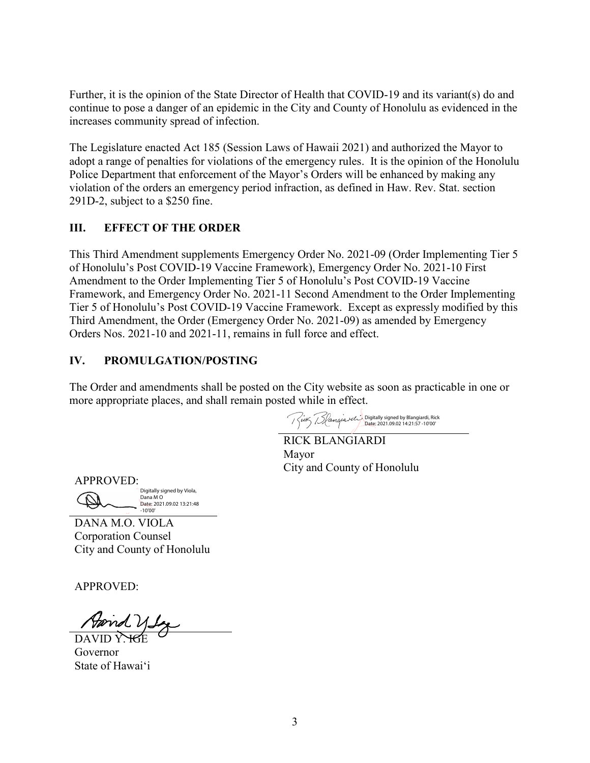Further, it is the opinion of the State Director of Health that COVID-19 and its variant(s) do and continue to pose a danger of an epidemic in the City and County of Honolulu as evidenced in the increases community spread of infection.

The Legislature enacted Act 185 (Session Laws of Hawaii 2021) and authorized the Mayor to adopt a range of penalties for violations of the emergency rules. It is the opinion of the Honolulu Police Department that enforcement of the Mayor's Orders will be enhanced by making any violation of the orders an emergency period infraction, as defined in Haw. Rev. Stat. section 291D-2, subject to a $250 fine.

## III. EFFECT OF THE ORDER

This Third Amendment supplements Emergency Order No. 2021-09 (Order Implementing Tier 5 of Honolulu's Post COVID-19 Vaccine Framework), Emergency Order No. 2021-10 First Amendment to the Order Implementing Tier 5 of Honolulu's Post COVID-19 Vaccine Framework, and Emergency Order No. 2021-11 Second Amendment to the Order Implementing Tier 5 of Honolulu's Post COVID-19 Vaccine Framework. Except as expressly modified by this Third Amendment, the Order (Emergency Order No. 2021-09) as amended by Emergency Orders Nos. 2021-10 and 2021-11, remains in full force and effect.

## IV. PROMULGATION/POSTING

The Order and amendments shall be posted on the City website as soon as practicable in one or more appropriate places, and shall remain posted while in effect.

Digitally signed by Blangiardi, Rick
Date: 2021.09.02 14:21:57 -10'00'

RICK BLANGIARDI
Mayor
City and County of Honolulu

APPROVED:

Digitally signed by Viola, Dana M O
Date: 2021.09.02 13:21:48 -10'00'

DANA M.O. VIOLA
Corporation Counsel
City and County of Honolulu

APPROVED:

DAVID Y. IGE
Governor
State of Hawaiʻi